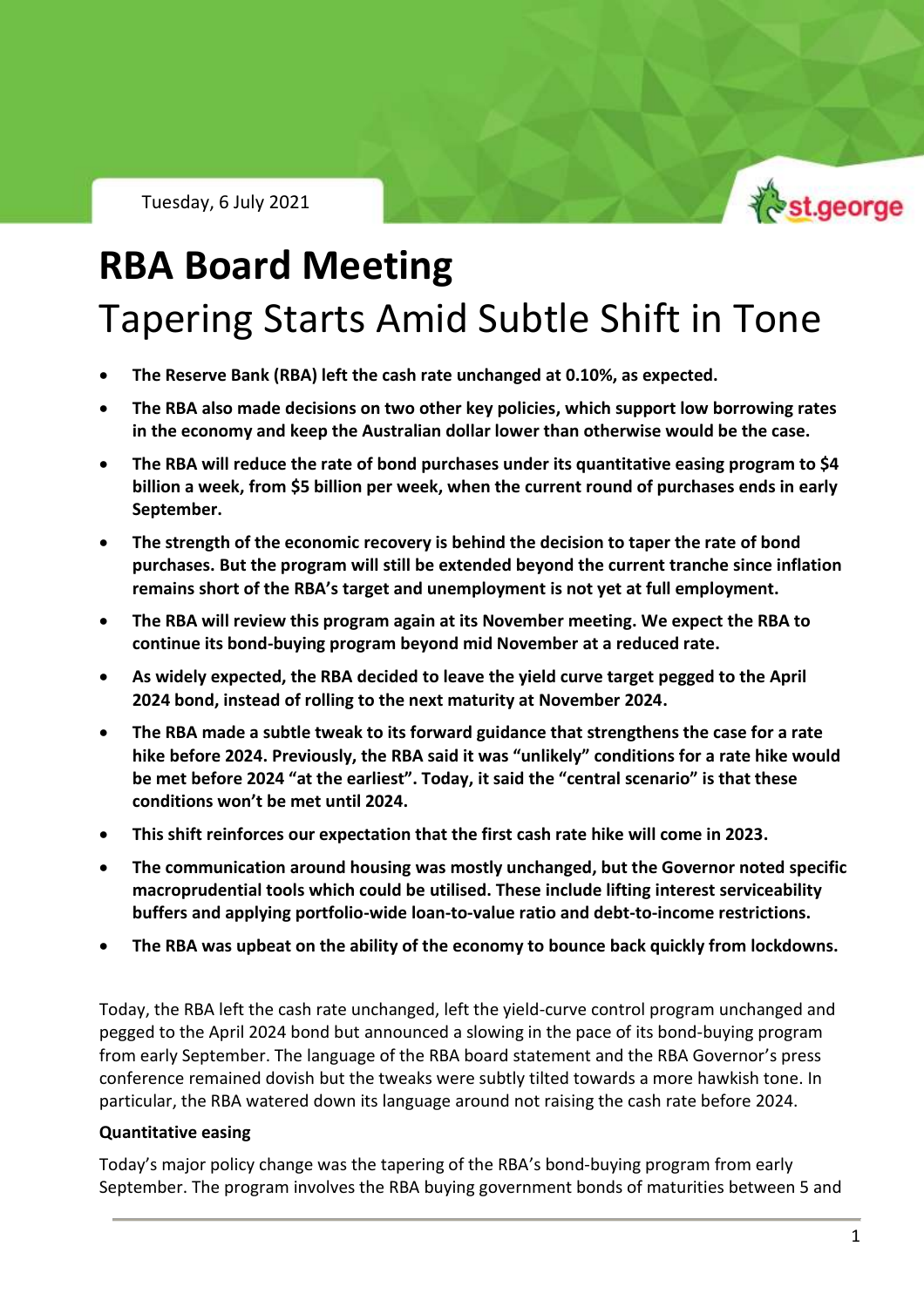Tuesday, 6 July 2021

# RBA Board Meeting

## Tapering Starts Amid Subtle Shift in Tone

- **The Reserve Bank (RBA) left the cash rate unchanged at 0.10%, as expected.**
- **The RBA also made decisions on two other key policies, which support low borrowing rates in the economy and keep the Australian dollar lower than otherwise would be the case.**
- **The RBA will reduce the rate of bond purchases under its quantitative easing program to $4 billion a week, from $5 billion per week, when the current round of purchases ends in early September.**
- **The strength of the economic recovery is behind the decision to taper the rate of bond purchases. But the program will still be extended beyond the current tranche since inflation remains short of the RBA's target and unemployment is not yet at full employment.**
- **The RBA will review this program again at its November meeting. We expect the RBA to continue its bond-buying program beyond mid November at a reduced rate.**
- **As widely expected, the RBA decided to leave the yield curve target pegged to the April 2024 bond, instead of rolling to the next maturity at November 2024.**
- **The RBA made a subtle tweak to its forward guidance that strengthens the case for a rate hike before 2024. Previously, the RBA said it was "unlikely" conditions for a rate hike would be met before 2024 "at the earliest". Today, it said the "central scenario" is that these conditions won't be met until 2024.**
- **This shift reinforces our expectation that the first cash rate hike will come in 2023.**
- **The communication around housing was mostly unchanged, but the Governor noted specific macroprudential tools which could be utilised. These include lifting interest serviceability buffers and applying portfolio-wide loan-to-value ratio and debt-to-income restrictions.**
- **The RBA was upbeat on the ability of the economy to bounce back quickly from lockdowns.**

Today, the RBA left the cash rate unchanged, left the yield-curve control program unchanged and pegged to the April 2024 bond but announced a slowing in the pace of its bond-buying program from early September. The language of the RBA board statement and the RBA Governor's press conference remained dovish but the tweaks were subtly tilted towards a more hawkish tone. In particular, the RBA watered down its language around not raising the cash rate before 2024.

**Quantitative easing**

Today's major policy change was the tapering of the RBA's bond-buying program from early September. The program involves the RBA buying government bonds of maturities between 5 and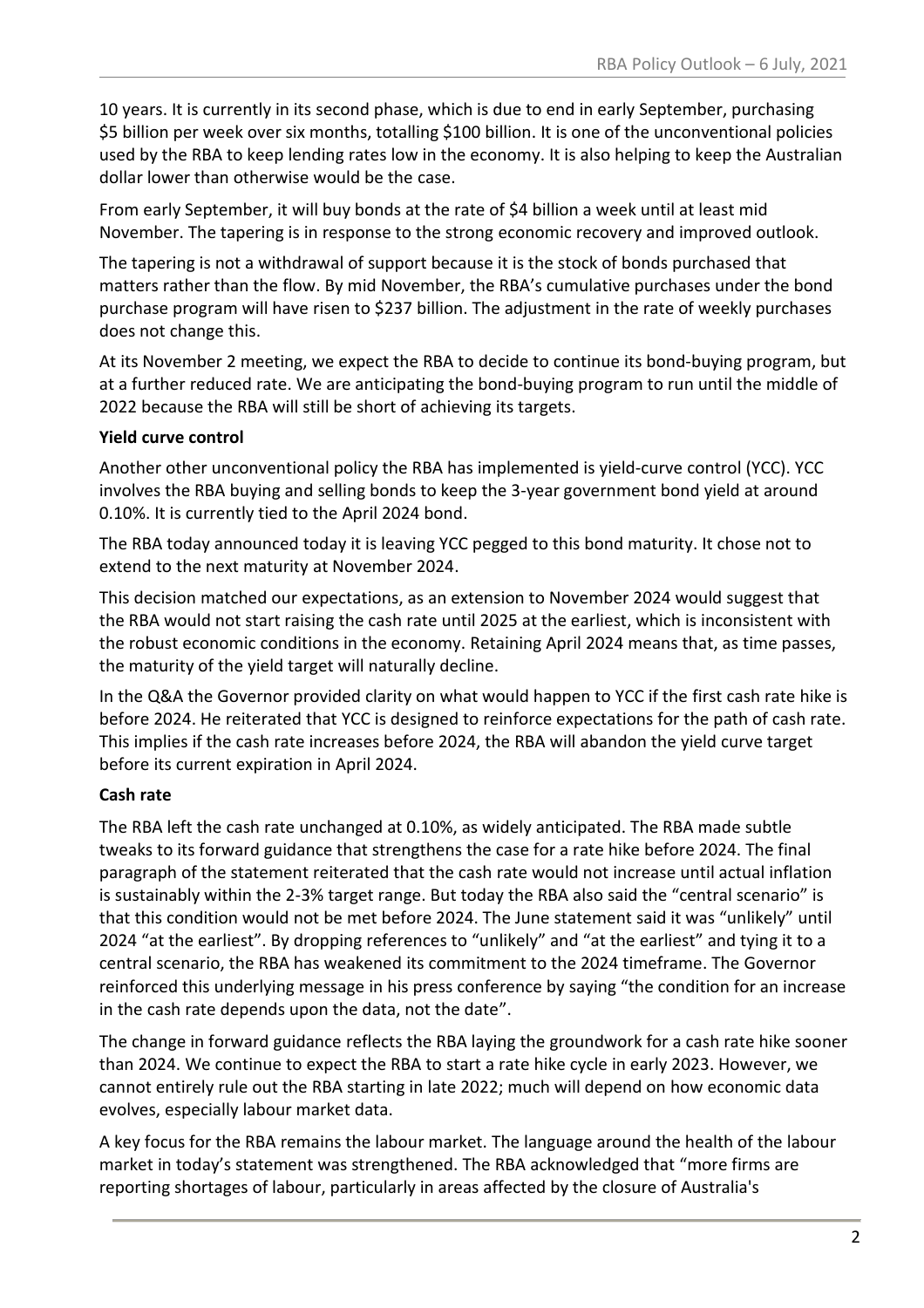10 years. It is currently in its second phase, which is due to end in early September, purchasing $5 billion per week over six months, totalling $100 billion. It is one of the unconventional policies used by the RBA to keep lending rates low in the economy. It is also helping to keep the Australian dollar lower than otherwise would be the case.

From early September, it will buy bonds at the rate of $4 billion a week until at least mid November. The tapering is in response to the strong economic recovery and improved outlook.

The tapering is not a withdrawal of support because it is the stock of bonds purchased that matters rather than the flow. By mid November, the RBA's cumulative purchases under the bond purchase program will have risen to $237 billion. The adjustment in the rate of weekly purchases does not change this.

At its November 2 meeting, we expect the RBA to decide to continue its bond-buying program, but at a further reduced rate. We are anticipating the bond-buying program to run until the middle of 2022 because the RBA will still be short of achieving its targets.

**Yield curve control**

Another other unconventional policy the RBA has implemented is yield-curve control (YCC). YCC involves the RBA buying and selling bonds to keep the 3-year government bond yield at around 0.10%. It is currently tied to the April 2024 bond.

The RBA today announced today it is leaving YCC pegged to this bond maturity. It chose not to extend to the next maturity at November 2024.

This decision matched our expectations, as an extension to November 2024 would suggest that the RBA would not start raising the cash rate until 2025 at the earliest, which is inconsistent with the robust economic conditions in the economy. Retaining April 2024 means that, as time passes, the maturity of the yield target will naturally decline.

In the Q&A the Governor provided clarity on what would happen to YCC if the first cash rate hike is before 2024. He reiterated that YCC is designed to reinforce expectations for the path of cash rate. This implies if the cash rate increases before 2024, the RBA will abandon the yield curve target before its current expiration in April 2024.

**Cash rate**

The RBA left the cash rate unchanged at 0.10%, as widely anticipated. The RBA made subtle tweaks to its forward guidance that strengthens the case for a rate hike before 2024. The final paragraph of the statement reiterated that the cash rate would not increase until actual inflation is sustainably within the 2-3% target range. But today the RBA also said the "central scenario" is that this condition would not be met before 2024. The June statement said it was "unlikely" until 2024 "at the earliest". By dropping references to "unlikely" and "at the earliest" and tying it to a central scenario, the RBA has weakened its commitment to the 2024 timeframe. The Governor reinforced this underlying message in his press conference by saying "the condition for an increase in the cash rate depends upon the data, not the date".

The change in forward guidance reflects the RBA laying the groundwork for a cash rate hike sooner than 2024. We continue to expect the RBA to start a rate hike cycle in early 2023. However, we cannot entirely rule out the RBA starting in late 2022; much will depend on how economic data evolves, especially labour market data.

A key focus for the RBA remains the labour market. The language around the health of the labour market in today's statement was strengthened. The RBA acknowledged that "more firms are reporting shortages of labour, particularly in areas affected by the closure of Australia's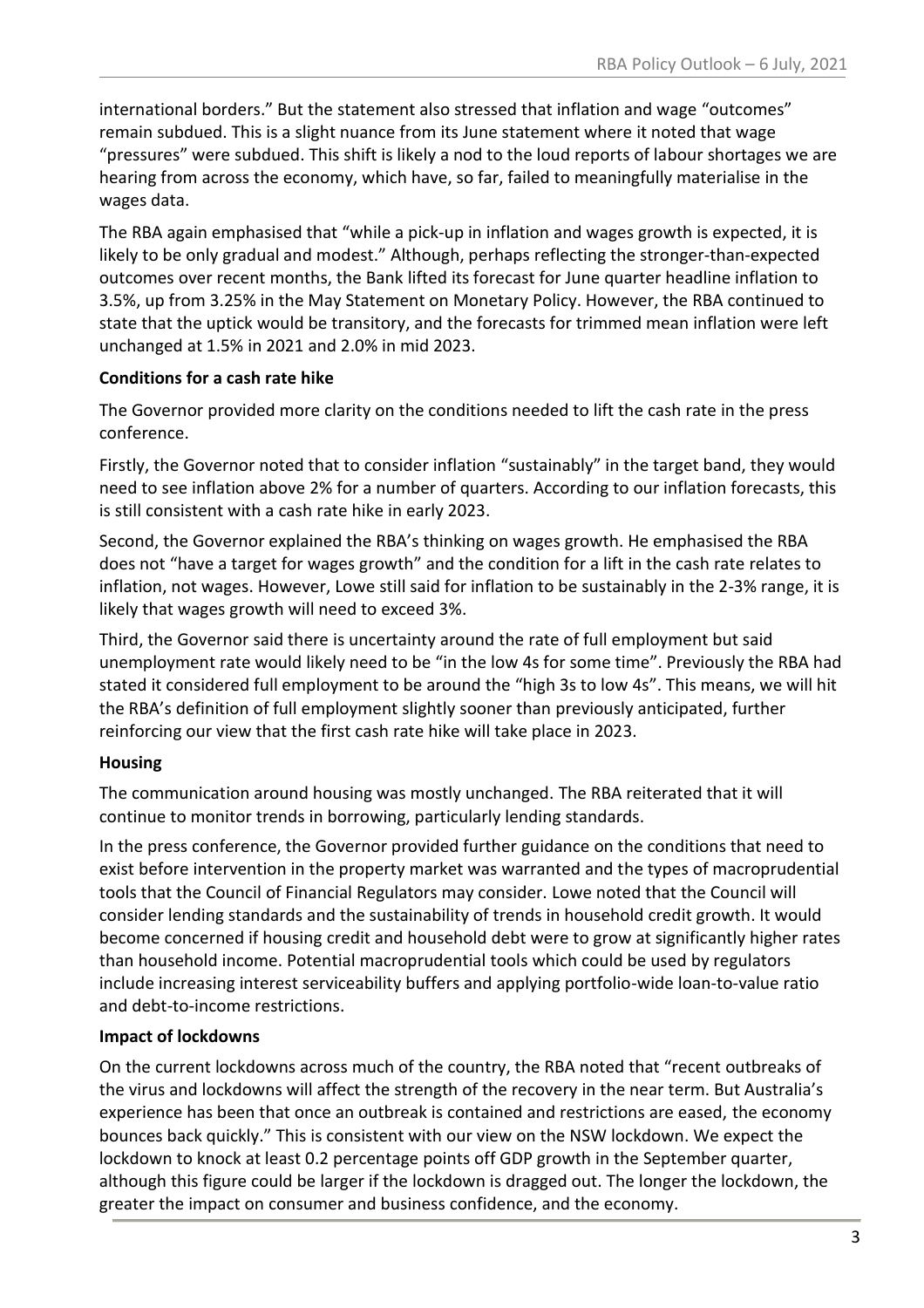international borders." But the statement also stressed that inflation and wage "outcomes" remain subdued. This is a slight nuance from its June statement where it noted that wage "pressures" were subdued. This shift is likely a nod to the loud reports of labour shortages we are hearing from across the economy, which have, so far, failed to meaningfully materialise in the wages data.

The RBA again emphasised that "while a pick-up in inflation and wages growth is expected, it is likely to be only gradual and modest." Although, perhaps reflecting the stronger-than-expected outcomes over recent months, the Bank lifted its forecast for June quarter headline inflation to 3.5%, up from 3.25% in the May Statement on Monetary Policy. However, the RBA continued to state that the uptick would be transitory, and the forecasts for trimmed mean inflation were left unchanged at 1.5% in 2021 and 2.0% in mid 2023.

**Conditions for a cash rate hike**

The Governor provided more clarity on the conditions needed to lift the cash rate in the press conference.

Firstly, the Governor noted that to consider inflation "sustainably" in the target band, they would need to see inflation above 2% for a number of quarters. According to our inflation forecasts, this is still consistent with a cash rate hike in early 2023.

Second, the Governor explained the RBA's thinking on wages growth. He emphasised the RBA does not "have a target for wages growth" and the condition for a lift in the cash rate relates to inflation, not wages. However, Lowe still said for inflation to be sustainably in the 2-3% range, it is likely that wages growth will need to exceed 3%.

Third, the Governor said there is uncertainty around the rate of full employment but said unemployment rate would likely need to be "in the low 4s for some time". Previously the RBA had stated it considered full employment to be around the "high 3s to low 4s". This means, we will hit the RBA's definition of full employment slightly sooner than previously anticipated, further reinforcing our view that the first cash rate hike will take place in 2023.

**Housing**

The communication around housing was mostly unchanged. The RBA reiterated that it will continue to monitor trends in borrowing, particularly lending standards.

In the press conference, the Governor provided further guidance on the conditions that need to exist before intervention in the property market was warranted and the types of macroprudential tools that the Council of Financial Regulators may consider. Lowe noted that the Council will consider lending standards and the sustainability of trends in household credit growth. It would become concerned if housing credit and household debt were to grow at significantly higher rates than household income. Potential macroprudential tools which could be used by regulators include increasing interest serviceability buffers and applying portfolio-wide loan-to-value ratio and debt-to-income restrictions.

**Impact of lockdowns**

On the current lockdowns across much of the country, the RBA noted that "recent outbreaks of the virus and lockdowns will affect the strength of the recovery in the near term. But Australia's experience has been that once an outbreak is contained and restrictions are eased, the economy bounces back quickly." This is consistent with our view on the NSW lockdown. We expect the lockdown to knock at least 0.2 percentage points off GDP growth in the September quarter, although this figure could be larger if the lockdown is dragged out. The longer the lockdown, the greater the impact on consumer and business confidence, and the economy.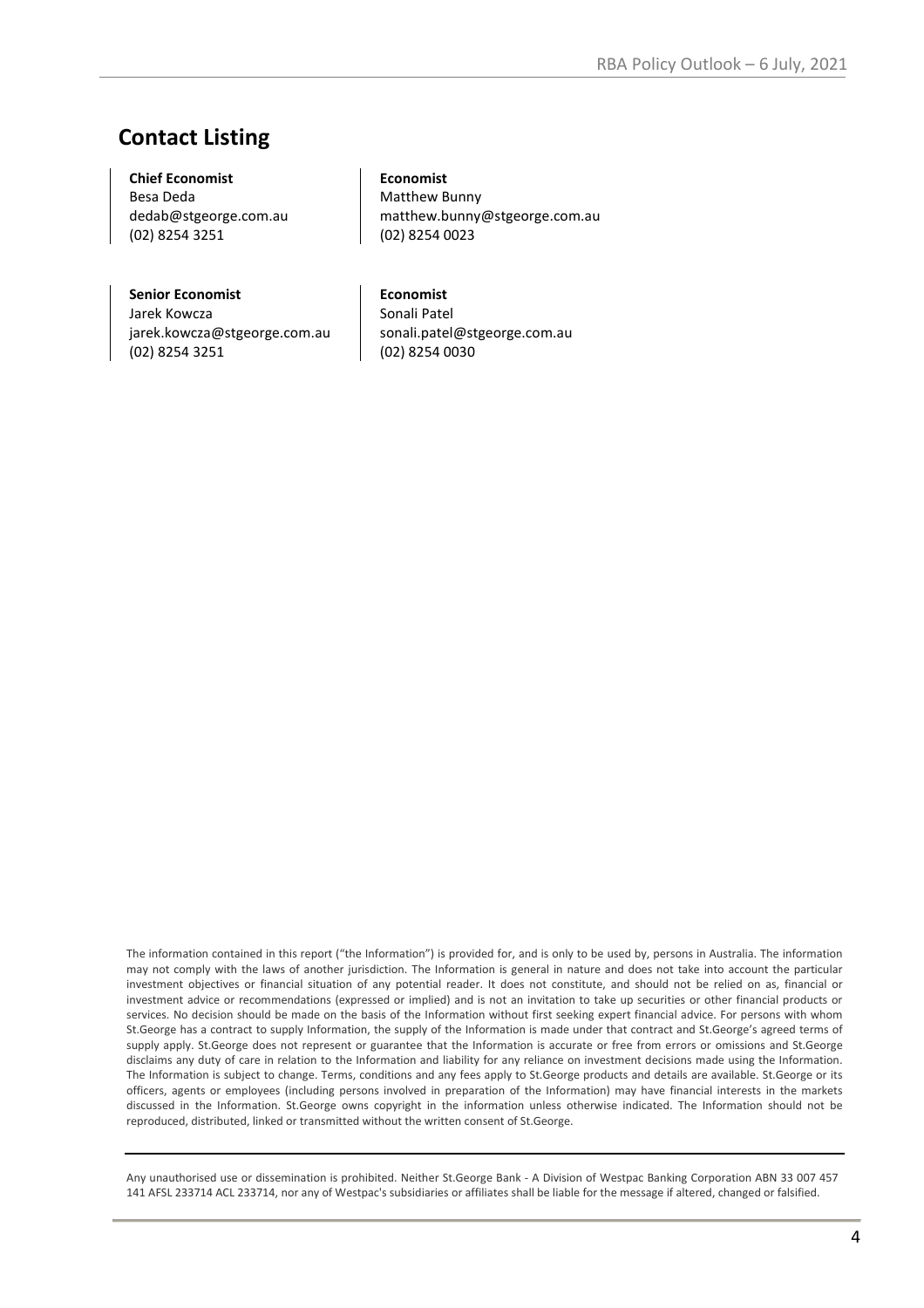## Contact Listing

**Chief Economist**
Besa Deda
dedab@stgeorge.com.au
(02) 8254 3251

**Economist**
Matthew Bunny
matthew.bunny@stgeorge.com.au
(02) 8254 0023

**Senior Economist**
Jarek Kowcza
jarek.kowcza@stgeorge.com.au
(02) 8254 3251

**Economist**
Sonali Patel
sonali.patel@stgeorge.com.au
(02) 8254 0030

The information contained in this report ("the Information") is provided for, and is only to be used by, persons in Australia. The information may not comply with the laws of another jurisdiction. The Information is general in nature and does not take into account the particular investment objectives or financial situation of any potential reader. It does not constitute, and should not be relied on as, financial or investment advice or recommendations (expressed or implied) and is not an invitation to take up securities or other financial products or services. No decision should be made on the basis of the Information without first seeking expert financial advice. For persons with whom St.George has a contract to supply Information, the supply of the Information is made under that contract and St.George's agreed terms of supply apply. St.George does not represent or guarantee that the Information is accurate or free from errors or omissions and St.George disclaims any duty of care in relation to the Information and liability for any reliance on investment decisions made using the Information. The Information is subject to change. Terms, conditions and any fees apply to St.George products and details are available. St.George or its officers, agents or employees (including persons involved in preparation of the Information) may have financial interests in the markets discussed in the Information. St.George owns copyright in the information unless otherwise indicated. The Information should not be reproduced, distributed, linked or transmitted without the written consent of St.George.

---

Any unauthorised use or dissemination is prohibited. Neither St.George Bank - A Division of Westpac Banking Corporation ABN 33 007 457 141 AFSL 233714 ACL 233714, nor any of Westpac's subsidiaries or affiliates shall be liable for the message if altered, changed or falsified.